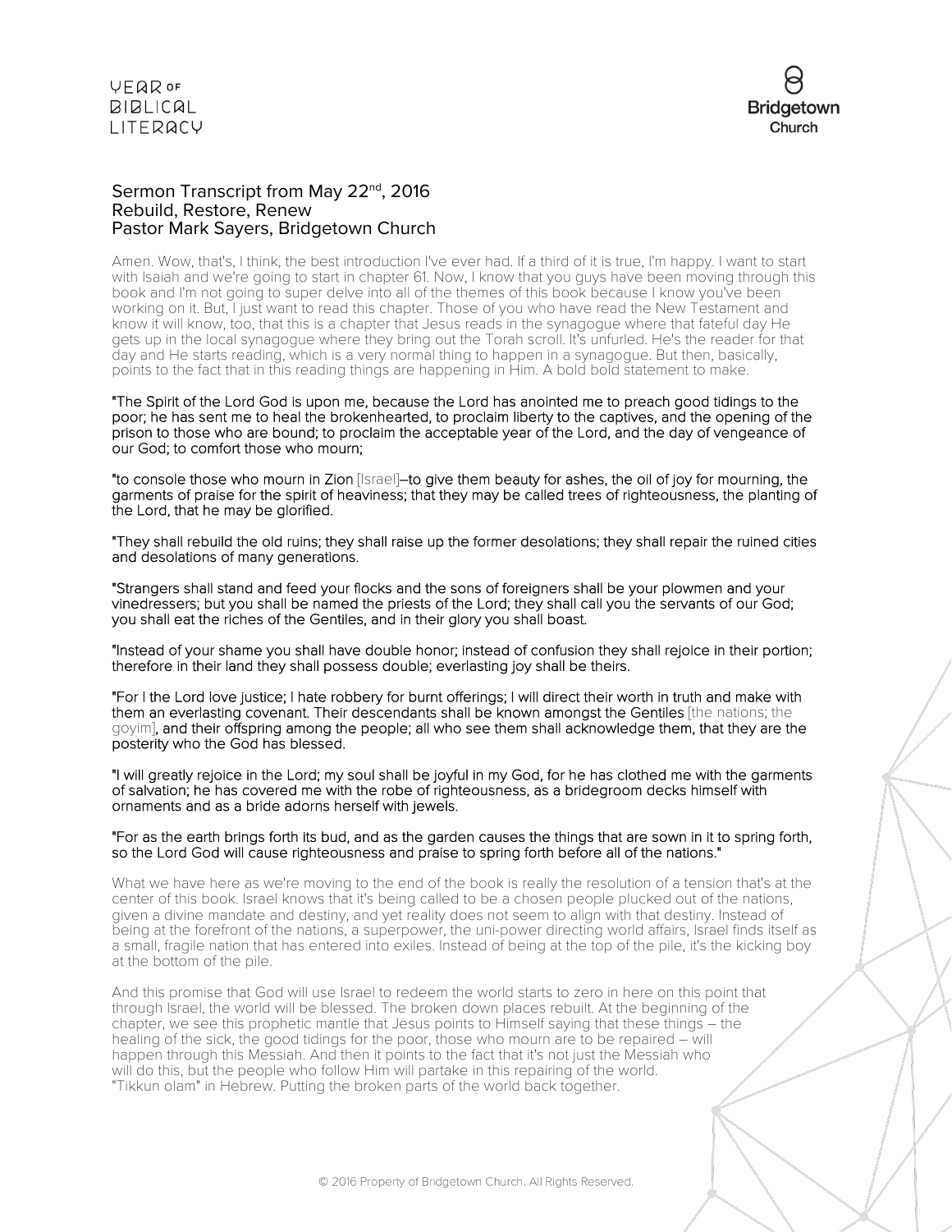# Sermon Transcript from May 22nd, 2016
## Rebuild, Restore, Renew
## Pastor Mark Sayers, Bridgetown Church

Amen. Wow, that's, I think, the best introduction I've ever had. If a third of it is true, I'm happy. I want to start with Isaiah and we're going to start in chapter 61. Now, I know that you guys have been moving through this book and I'm not going to super delve into all of the themes of this book because I know you've been working on it. But, I just want to read this chapter. Those of you who have read the New Testament and know it will know, too, that this is a chapter that Jesus reads in the synagogue where that fateful day He gets up in the local synagogue where they bring out the Torah scroll. It's unfurled. He's the reader for that day and He starts reading, which is a very normal thing to happen in a synagogue. But then, basically, points to the fact that in this reading things are happening in Him. A bold bold statement to make.

**"The Spirit of the Lord God is upon me, because the Lord has anointed me to preach good tidings to the poor; he has sent me to heal the brokenhearted, to proclaim liberty to the captives, and the opening of the prison to those who are bound; to proclaim the acceptable year of the Lord, and the day of vengeance of our God; to comfort those who mourn;**

**"to console those who mourn in Zion** [Israel]**–to give them beauty for ashes, the oil of joy for mourning, the garments of praise for the spirit of heaviness; that they may be called trees of righteousness, the planting of the Lord, that he may be glorified.**

**"They shall rebuild the old ruins; they shall raise up the former desolations; they shall repair the ruined cities and desolations of many generations.**

**"Strangers shall stand and feed your flocks and the sons of foreigners shall be your plowmen and your vinedressers; but you shall be named the priests of the Lord; they shall call you the servants of our God; you shall eat the riches of the Gentiles, and in their glory you shall boast.**

**"Instead of your shame you shall have double honor; instead of confusion they shall rejoice in their portion; therefore in their land they shall possess double; everlasting joy shall be theirs.**

**"For I the Lord love justice; I hate robbery for burnt offerings; I will direct their worth in truth and make with them an everlasting covenant. Their descendants shall be known amongst the Gentiles** [the nations; the goyim]**, and their offspring among the people; all who see them shall acknowledge them, that they are the posterity who the God has blessed.**

**"I will greatly rejoice in the Lord; my soul shall be joyful in my God, for he has clothed me with the garments of salvation; he has covered me with the robe of righteousness, as a bridegroom decks himself with ornaments and as a bride adorns herself with jewels.**

**"For as the earth brings forth its bud, and as the garden causes the things that are sown in it to spring forth, so the Lord God will cause righteousness and praise to spring forth before all of the nations."**

What we have here as we're moving to the end of the book is really the resolution of a tension that's at the center of this book. Israel knows that it's being called to be a chosen people plucked out of the nations, given a divine mandate and destiny, and yet reality does not seem to align with that destiny. Instead of being at the forefront of the nations, a superpower, the uni-power directing world affairs, Israel finds itself as a small, fragile nation that has entered into exiles. Instead of being at the top of the pile, it's the kicking boy at the bottom of the pile.

And this promise that God will use Israel to redeem the world starts to zero in here on this point that through Israel, the world will be blessed. The broken down places rebuilt. At the beginning of the chapter, we see this prophetic mantle that Jesus points to Himself saying that these things – the healing of the sick, the good tidings for the poor, those who mourn are to be repaired – will happen through this Messiah. And then it points to the fact that it's not just the Messiah who will do this, but the people who follow Him will partake in this repairing of the world. "Tikkun olam" in Hebrew. Putting the broken parts of the world back together.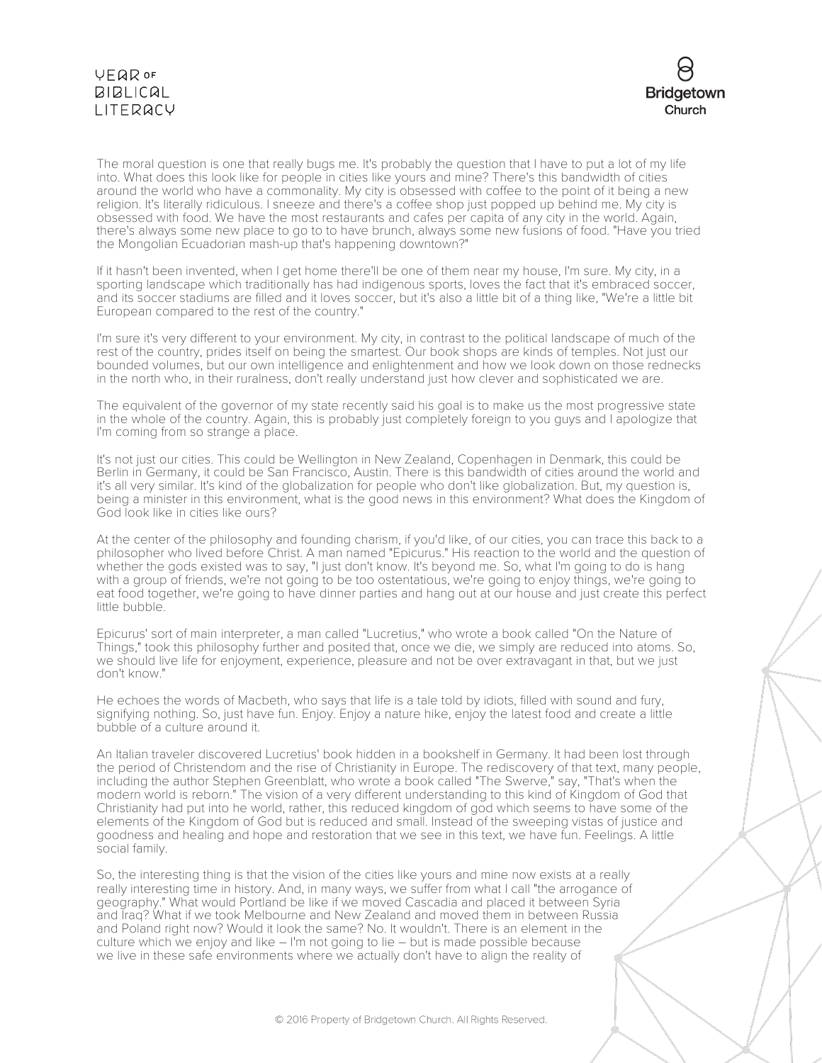The moral question is one that really bugs me. It's probably the question that I have to put a lot of my life into. What does this look like for people in cities like yours and mine? There's this bandwidth of cities around the world who have a commonality. My city is obsessed with coffee to the point of it being a new religion. It's literally ridiculous. I sneeze and there's a coffee shop just popped up behind me. My city is obsessed with food. We have the most restaurants and cafes per capita of any city in the world. Again, there's always some new place to go to to have brunch, always some new fusions of food. "Have you tried the Mongolian Ecuadorian mash-up that's happening downtown?"

If it hasn't been invented, when I get home there'll be one of them near my house, I'm sure. My city, in a sporting landscape which traditionally has had indigenous sports, loves the fact that it's embraced soccer, and its soccer stadiums are filled and it loves soccer, but it's also a little bit of a thing like, "We're a little bit European compared to the rest of the country."

I'm sure it's very different to your environment. My city, in contrast to the political landscape of much of the rest of the country, prides itself on being the smartest. Our book shops are kinds of temples. Not just our bounded volumes, but our own intelligence and enlightenment and how we look down on those rednecks in the north who, in their ruralness, don't really understand just how clever and sophisticated we are.

The equivalent of the governor of my state recently said his goal is to make us the most progressive state in the whole of the country. Again, this is probably just completely foreign to you guys and I apologize that I'm coming from so strange a place.

It's not just our cities. This could be Wellington in New Zealand, Copenhagen in Denmark, this could be Berlin in Germany, it could be San Francisco, Austin. There is this bandwidth of cities around the world and it's all very similar. It's kind of the globalization for people who don't like globalization. But, my question is, being a minister in this environment, what is the good news in this environment? What does the Kingdom of God look like in cities like ours?

At the center of the philosophy and founding charism, if you'd like, of our cities, you can trace this back to a philosopher who lived before Christ. A man named "Epicurus." His reaction to the world and the question of whether the gods existed was to say, "I just don't know. It's beyond me. So, what I'm going to do is hang with a group of friends, we're not going to be too ostentatious, we're going to enjoy things, we're going to eat food together, we're going to have dinner parties and hang out at our house and just create this perfect little bubble.

Epicurus' sort of main interpreter, a man called "Lucretius," who wrote a book called "On the Nature of Things," took this philosophy further and posited that, once we die, we simply are reduced into atoms. So, we should live life for enjoyment, experience, pleasure and not be over extravagant in that, but we just don't know."

He echoes the words of Macbeth, who says that life is a tale told by idiots, filled with sound and fury, signifying nothing. So, just have fun. Enjoy. Enjoy a nature hike, enjoy the latest food and create a little bubble of a culture around it.

An Italian traveler discovered Lucretius' book hidden in a bookshelf in Germany. It had been lost through the period of Christendom and the rise of Christianity in Europe. The rediscovery of that text, many people, including the author Stephen Greenblatt, who wrote a book called "The Swerve," say, "That's when the modern world is reborn." The vision of a very different understanding to this kind of Kingdom of God that Christianity had put into he world, rather, this reduced kingdom of god which seems to have some of the elements of the Kingdom of God but is reduced and small. Instead of the sweeping vistas of justice and goodness and healing and hope and restoration that we see in this text, we have fun. Feelings. A little social family.

So, the interesting thing is that the vision of the cities like yours and mine now exists at a really really interesting time in history. And, in many ways, we suffer from what I call "the arrogance of geography." What would Portland be like if we moved Cascadia and placed it between Syria and Iraq? What if we took Melbourne and New Zealand and moved them in between Russia and Poland right now? Would it look the same? No. It wouldn't. There is an element in the culture which we enjoy and like – I'm not going to lie – but is made possible because we live in these safe environments where we actually don't have to align the reality of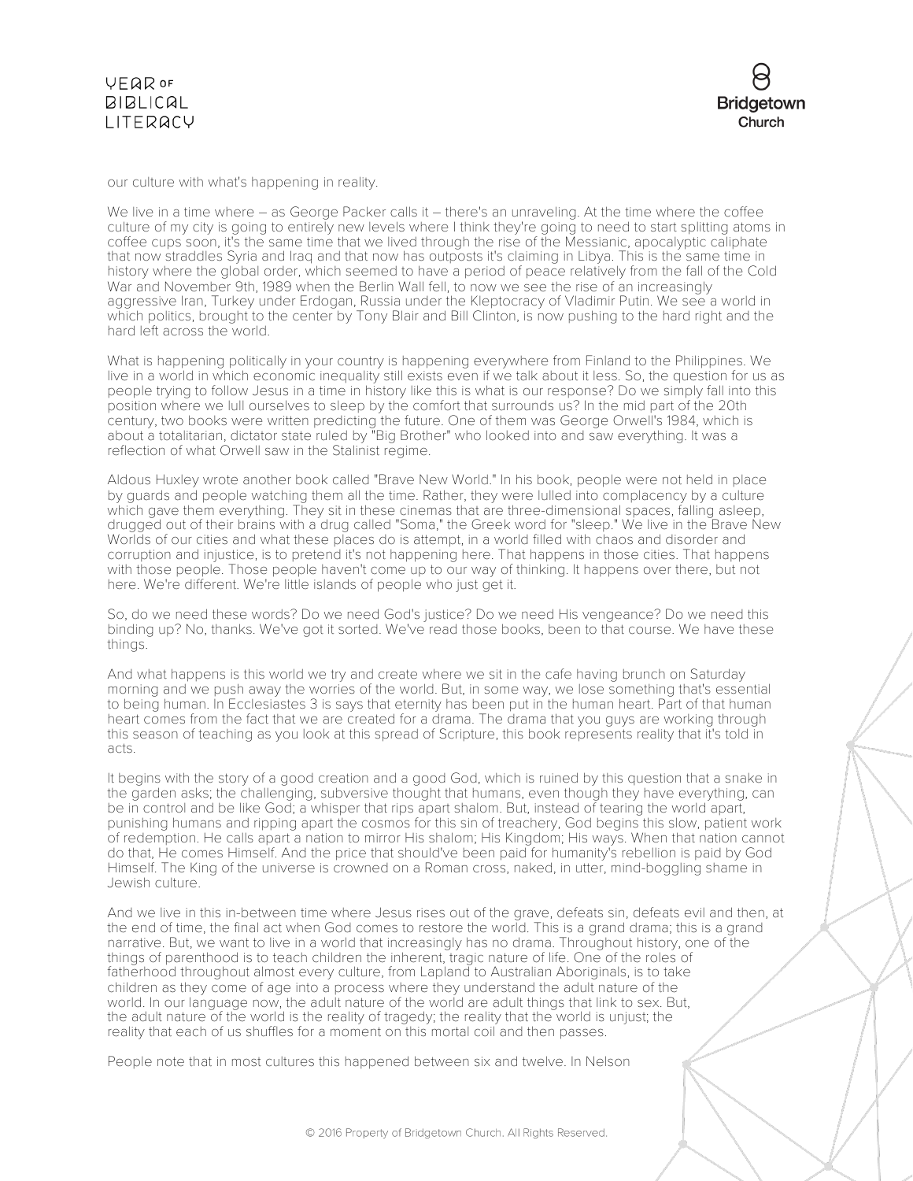our culture with what's happening in reality.

We live in a time where – as George Packer calls it – there's an unraveling. At the time where the coffee culture of my city is going to entirely new levels where I think they're going to need to start splitting atoms in coffee cups soon, it's the same time that we lived through the rise of the Messianic, apocalyptic caliphate that now straddles Syria and Iraq and that now has outposts it's claiming in Libya. This is the same time in history where the global order, which seemed to have a period of peace relatively from the fall of the Cold War and November 9th, 1989 when the Berlin Wall fell, to now we see the rise of an increasingly aggressive Iran, Turkey under Erdogan, Russia under the Kleptocracy of Vladimir Putin. We see a world in which politics, brought to the center by Tony Blair and Bill Clinton, is now pushing to the hard right and the hard left across the world.

What is happening politically in your country is happening everywhere from Finland to the Philippines. We live in a world in which economic inequality still exists even if we talk about it less. So, the question for us as people trying to follow Jesus in a time in history like this is what is our response? Do we simply fall into this position where we lull ourselves to sleep by the comfort that surrounds us? In the mid part of the 20th century, two books were written predicting the future. One of them was George Orwell's 1984, which is about a totalitarian, dictator state ruled by "Big Brother" who looked into and saw everything. It was a reflection of what Orwell saw in the Stalinist regime.

Aldous Huxley wrote another book called "Brave New World." In his book, people were not held in place by guards and people watching them all the time. Rather, they were lulled into complacency by a culture which gave them everything. They sit in these cinemas that are three-dimensional spaces, falling asleep, drugged out of their brains with a drug called "Soma," the Greek word for "sleep." We live in the Brave New Worlds of our cities and what these places do is attempt, in a world filled with chaos and disorder and corruption and injustice, is to pretend it's not happening here. That happens in those cities. That happens with those people. Those people haven't come up to our way of thinking. It happens over there, but not here. We're different. We're little islands of people who just get it.

So, do we need these words? Do we need God's justice? Do we need His vengeance? Do we need this binding up? No, thanks. We've got it sorted. We've read those books, been to that course. We have these things.

And what happens is this world we try and create where we sit in the cafe having brunch on Saturday morning and we push away the worries of the world. But, in some way, we lose something that's essential to being human. In Ecclesiastes 3 is says that eternity has been put in the human heart. Part of that human heart comes from the fact that we are created for a drama. The drama that you guys are working through this season of teaching as you look at this spread of Scripture, this book represents reality that it's told in acts.

It begins with the story of a good creation and a good God, which is ruined by this question that a snake in the garden asks; the challenging, subversive thought that humans, even though they have everything, can be in control and be like God; a whisper that rips apart shalom. But, instead of tearing the world apart, punishing humans and ripping apart the cosmos for this sin of treachery, God begins this slow, patient work of redemption. He calls apart a nation to mirror His shalom; His Kingdom; His ways. When that nation cannot do that, He comes Himself. And the price that should've been paid for humanity's rebellion is paid by God Himself. The King of the universe is crowned on a Roman cross, naked, in utter, mind-boggling shame in Jewish culture.

And we live in this in-between time where Jesus rises out of the grave, defeats sin, defeats evil and then, at the end of time, the final act when God comes to restore the world. This is a grand drama; this is a grand narrative. But, we want to live in a world that increasingly has no drama. Throughout history, one of the things of parenthood is to teach children the inherent, tragic nature of life. One of the roles of fatherhood throughout almost every culture, from Lapland to Australian Aboriginals, is to take children as they come of age into a process where they understand the adult nature of the world. In our language now, the adult nature of the world are adult things that link to sex. But, the adult nature of the world is the reality of tragedy; the reality that the world is unjust; the reality that each of us shuffles for a moment on this mortal coil and then passes.

People note that in most cultures this happened between six and twelve. In Nelson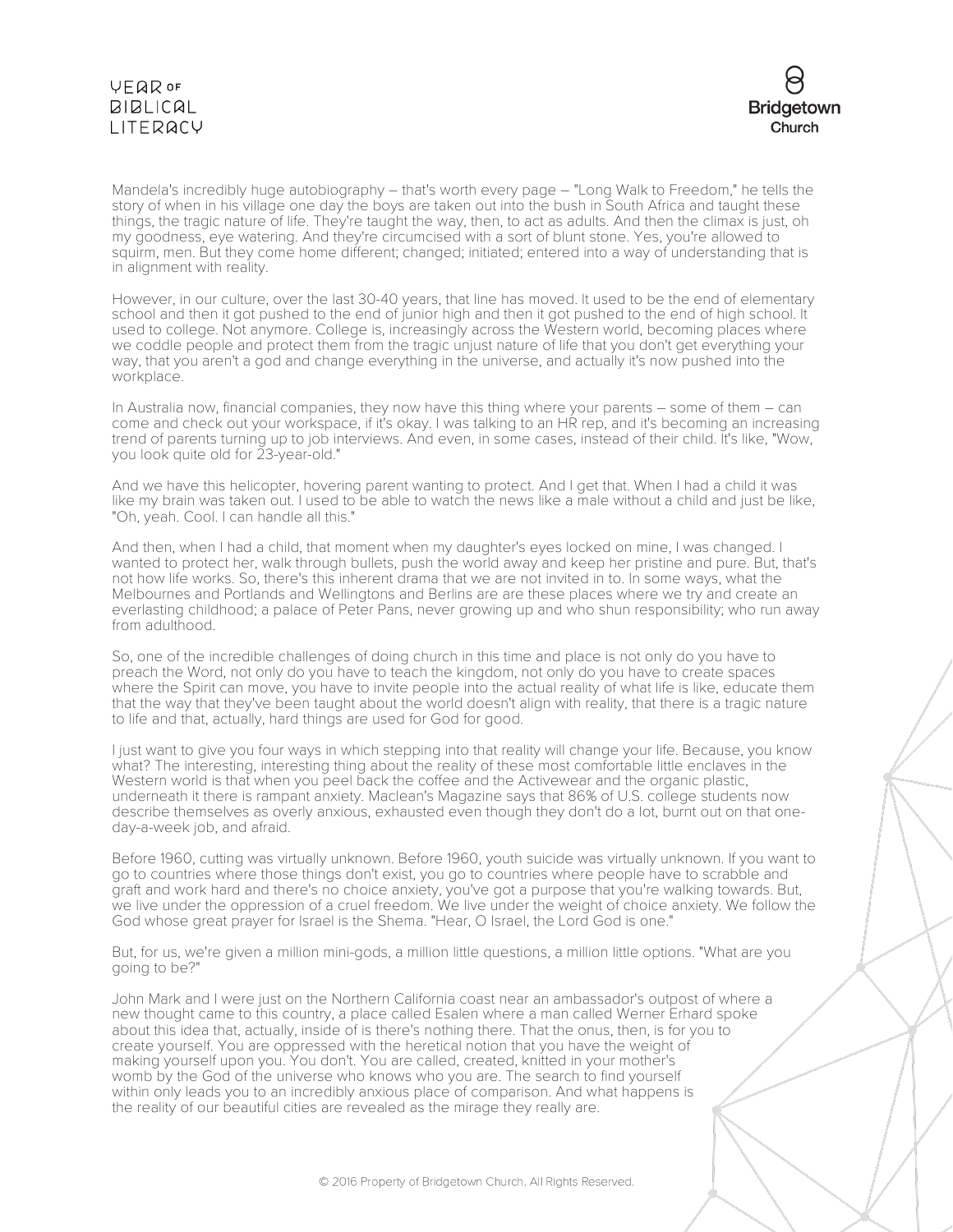Mandela's incredibly huge autobiography – that's worth every page – "Long Walk to Freedom," he tells the story of when in his village one day the boys are taken out into the bush in South Africa and taught these things, the tragic nature of life. They're taught the way, then, to act as adults. And then the climax is just, oh my goodness, eye watering. And they're circumcised with a sort of blunt stone. Yes, you're allowed to squirm, men. But they come home different; changed; initiated; entered into a way of understanding that is in alignment with reality.

However, in our culture, over the last 30-40 years, that line has moved. It used to be the end of elementary school and then it got pushed to the end of junior high and then it got pushed to the end of high school. It used to college. Not anymore. College is, increasingly across the Western world, becoming places where we coddle people and protect them from the tragic unjust nature of life that you don't get everything your way, that you aren't a god and change everything in the universe, and actually it's now pushed into the workplace.

In Australia now, financial companies, they now have this thing where your parents – some of them – can come and check out your workspace, if it's okay. I was talking to an HR rep, and it's becoming an increasing trend of parents turning up to job interviews. And even, in some cases, instead of their child. It's like, "Wow, you look quite old for 23-year-old."

And we have this helicopter, hovering parent wanting to protect. And I get that. When I had a child it was like my brain was taken out. I used to be able to watch the news like a male without a child and just be like, "Oh, yeah. Cool. I can handle all this."

And then, when I had a child, that moment when my daughter's eyes locked on mine, I was changed. I wanted to protect her, walk through bullets, push the world away and keep her pristine and pure. But, that's not how life works. So, there's this inherent drama that we are not invited in to. In some ways, what the Melbournes and Portlands and Wellingtons and Berlins are are these places where we try and create an everlasting childhood; a palace of Peter Pans, never growing up and who shun responsibility; who run away from adulthood.

So, one of the incredible challenges of doing church in this time and place is not only do you have to preach the Word, not only do you have to teach the kingdom, not only do you have to create spaces where the Spirit can move, you have to invite people into the actual reality of what life is like, educate them that the way that they've been taught about the world doesn't align with reality, that there is a tragic nature to life and that, actually, hard things are used for God for good.

I just want to give you four ways in which stepping into that reality will change your life. Because, you know what? The interesting, interesting thing about the reality of these most comfortable little enclaves in the Western world is that when you peel back the coffee and the Activewear and the organic plastic, underneath it there is rampant anxiety. Maclean's Magazine says that 86% of U.S. college students now describe themselves as overly anxious, exhausted even though they don't do a lot, burnt out on that one-day-a-week job, and afraid.

Before 1960, cutting was virtually unknown. Before 1960, youth suicide was virtually unknown. If you want to go to countries where those things don't exist, you go to countries where people have to scrabble and graft and work hard and there's no choice anxiety, you've got a purpose that you're walking towards. But, we live under the oppression of a cruel freedom. We live under the weight of choice anxiety. We follow the God whose great prayer for Israel is the Shema. "Hear, O Israel, the Lord God is one."

But, for us, we're given a million mini-gods, a million little questions, a million little options. "What are you going to be?"

John Mark and I were just on the Northern California coast near an ambassador's outpost of where a new thought came to this country, a place called Esalen where a man called Werner Erhard spoke about this idea that, actually, inside of is there's nothing there. That the onus, then, is for you to create yourself. You are oppressed with the heretical notion that you have the weight of making yourself upon you. You don't. You are called, created, knitted in your mother's womb by the God of the universe who knows who you are. The search to find yourself within only leads you to an incredibly anxious place of comparison. And what happens is the reality of our beautiful cities are revealed as the mirage they really are.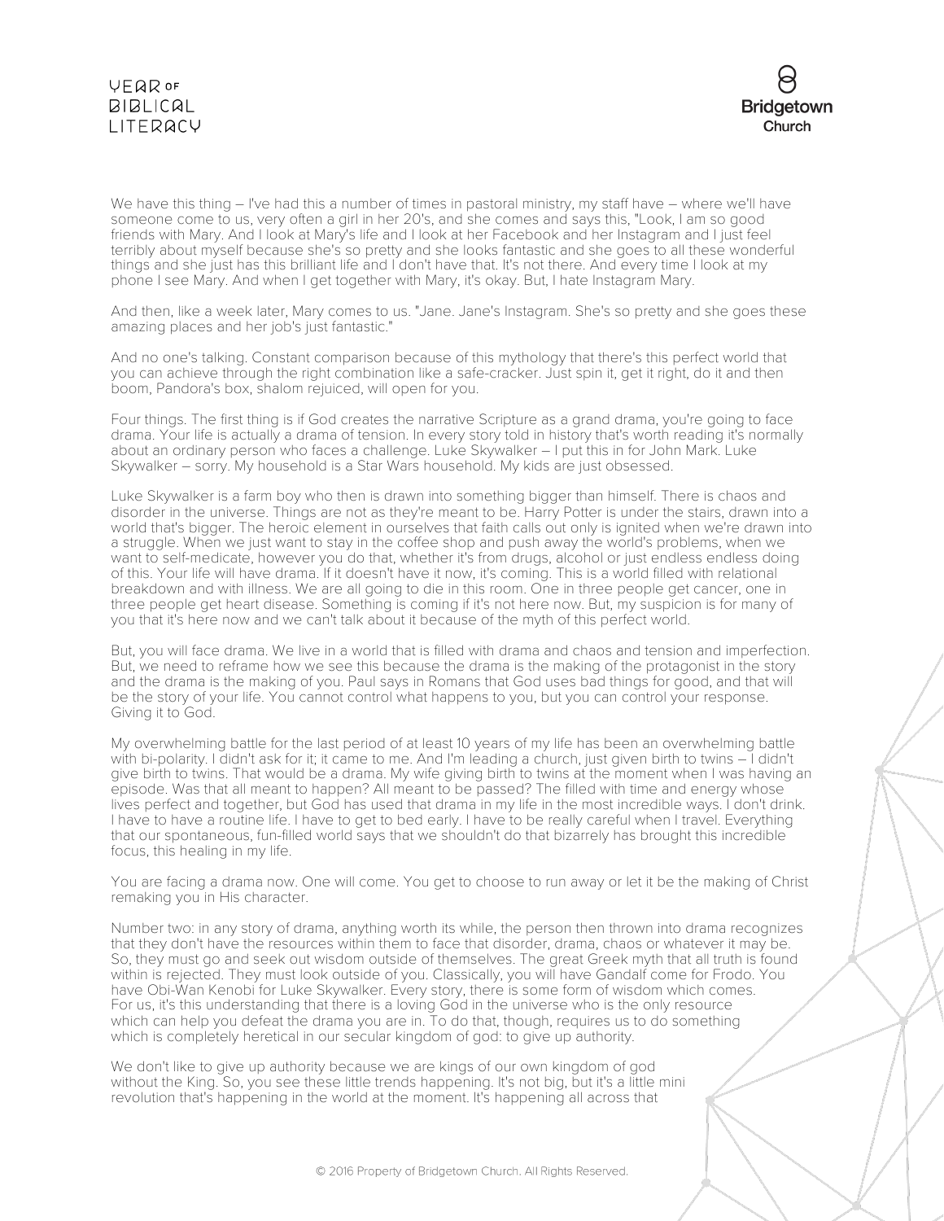We have this thing – I've had this a number of times in pastoral ministry, my staff have – where we'll have someone come to us, very often a girl in her 20's, and she comes and says this, "Look, I am so good friends with Mary. And I look at Mary's life and I look at her Facebook and her Instagram and I just feel terribly about myself because she's so pretty and she looks fantastic and she goes to all these wonderful things and she just has this brilliant life and I don't have that. It's not there. And every time I look at my phone I see Mary. And when I get together with Mary, it's okay. But, I hate Instagram Mary.

And then, like a week later, Mary comes to us. "Jane. Jane's Instagram. She's so pretty and she goes these amazing places and her job's just fantastic."

And no one's talking. Constant comparison because of this mythology that there's this perfect world that you can achieve through the right combination like a safe-cracker. Just spin it, get it right, do it and then boom, Pandora's box, shalom rejuiced, will open for you.

Four things. The first thing is if God creates the narrative Scripture as a grand drama, you're going to face drama. Your life is actually a drama of tension. In every story told in history that's worth reading it's normally about an ordinary person who faces a challenge. Luke Skywalker – I put this in for John Mark. Luke Skywalker – sorry. My household is a Star Wars household. My kids are just obsessed.

Luke Skywalker is a farm boy who then is drawn into something bigger than himself. There is chaos and disorder in the universe. Things are not as they're meant to be. Harry Potter is under the stairs, drawn into a world that's bigger. The heroic element in ourselves that faith calls out only is ignited when we're drawn into a struggle. When we just want to stay in the coffee shop and push away the world's problems, when we want to self-medicate, however you do that, whether it's from drugs, alcohol or just endless endless doing of this. Your life will have drama. If it doesn't have it now, it's coming. This is a world filled with relational breakdown and with illness. We are all going to die in this room. One in three people get cancer, one in three people get heart disease. Something is coming if it's not here now. But, my suspicion is for many of you that it's here now and we can't talk about it because of the myth of this perfect world.

But, you will face drama. We live in a world that is filled with drama and chaos and tension and imperfection. But, we need to reframe how we see this because the drama is the making of the protagonist in the story and the drama is the making of you. Paul says in Romans that God uses bad things for good, and that will be the story of your life. You cannot control what happens to you, but you can control your response. Giving it to God.

My overwhelming battle for the last period of at least 10 years of my life has been an overwhelming battle with bi-polarity. I didn't ask for it; it came to me. And I'm leading a church, just given birth to twins – I didn't give birth to twins. That would be a drama. My wife giving birth to twins at the moment when I was having an episode. Was that all meant to happen? All meant to be passed? The filled with time and energy whose lives perfect and together, but God has used that drama in my life in the most incredible ways. I don't drink. I have to have a routine life. I have to get to bed early. I have to be really careful when I travel. Everything that our spontaneous, fun-filled world says that we shouldn't do that bizarrely has brought this incredible focus, this healing in my life.

You are facing a drama now. One will come. You get to choose to run away or let it be the making of Christ remaking you in His character.

Number two: in any story of drama, anything worth its while, the person then thrown into drama recognizes that they don't have the resources within them to face that disorder, drama, chaos or whatever it may be. So, they must go and seek out wisdom outside of themselves. The great Greek myth that all truth is found within is rejected. They must look outside of you. Classically, you will have Gandalf come for Frodo. You have Obi-Wan Kenobi for Luke Skywalker. Every story, there is some form of wisdom which comes. For us, it's this understanding that there is a loving God in the universe who is the only resource which can help you defeat the drama you are in. To do that, though, requires us to do something which is completely heretical in our secular kingdom of god: to give up authority.

We don't like to give up authority because we are kings of our own kingdom of god without the King. So, you see these little trends happening. It's not big, but it's a little mini revolution that's happening in the world at the moment. It's happening all across that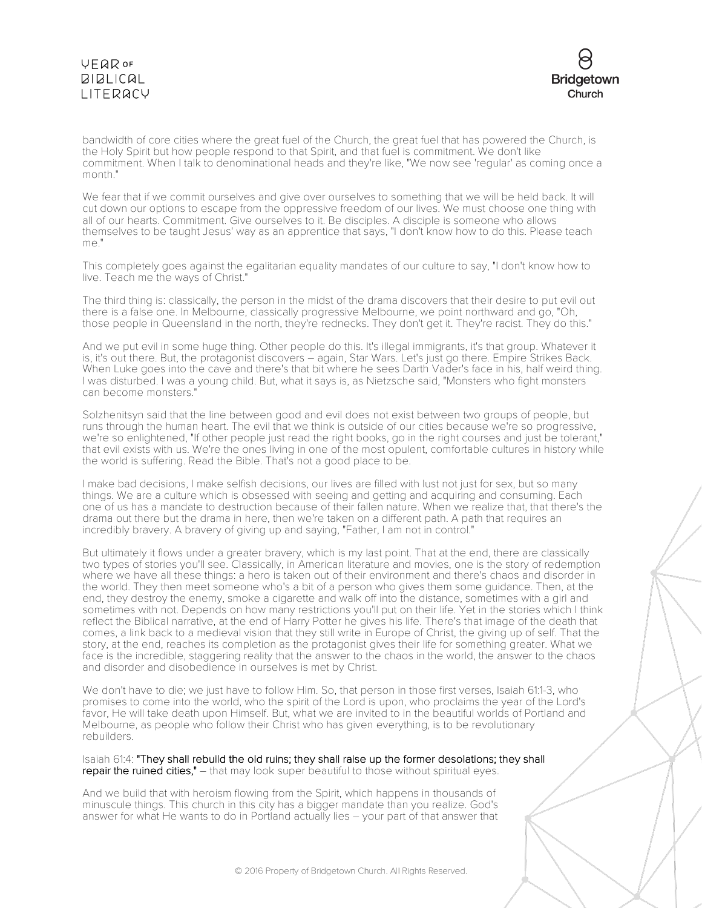bandwidth of core cities where the great fuel of the Church, the great fuel that has powered the Church, is the Holy Spirit but how people respond to that Spirit, and that fuel is commitment. We don't like commitment. When I talk to denominational heads and they're like, "We now see 'regular' as coming once a month."

We fear that if we commit ourselves and give over ourselves to something that we will be held back. It will cut down our options to escape from the oppressive freedom of our lives. We must choose one thing with all of our hearts. Commitment. Give ourselves to it. Be disciples. A disciple is someone who allows themselves to be taught Jesus' way as an apprentice that says, "I don't know how to do this. Please teach me."

This completely goes against the egalitarian equality mandates of our culture to say, "I don't know how to live. Teach me the ways of Christ."

The third thing is: classically, the person in the midst of the drama discovers that their desire to put evil out there is a false one. In Melbourne, classically progressive Melbourne, we point northward and go, "Oh, those people in Queensland in the north, they're rednecks. They don't get it. They're racist. They do this."

And we put evil in some huge thing. Other people do this. It's illegal immigrants, it's that group. Whatever it is, it's out there. But, the protagonist discovers – again, Star Wars. Let's just go there. Empire Strikes Back. When Luke goes into the cave and there's that bit where he sees Darth Vader's face in his, half weird thing. I was disturbed. I was a young child. But, what it says is, as Nietzsche said, "Monsters who fight monsters can become monsters."

Solzhenitsyn said that the line between good and evil does not exist between two groups of people, but runs through the human heart. The evil that we think is outside of our cities because we're so progressive, we're so enlightened, "If other people just read the right books, go in the right courses and just be tolerant," that evil exists with us. We're the ones living in one of the most opulent, comfortable cultures in history while the world is suffering. Read the Bible. That's not a good place to be.

I make bad decisions, I make selfish decisions, our lives are filled with lust not just for sex, but so many things. We are a culture which is obsessed with seeing and getting and acquiring and consuming. Each one of us has a mandate to destruction because of their fallen nature. When we realize that, that there's the drama out there but the drama in here, then we're taken on a different path. A path that requires an incredibly bravery. A bravery of giving up and saying, "Father, I am not in control."

But ultimately it flows under a greater bravery, which is my last point. That at the end, there are classically two types of stories you'll see. Classically, in American literature and movies, one is the story of redemption where we have all these things: a hero is taken out of their environment and there's chaos and disorder in the world. They then meet someone who's a bit of a person who gives them some guidance. Then, at the end, they destroy the enemy, smoke a cigarette and walk off into the distance, sometimes with a girl and sometimes with not. Depends on how many restrictions you'll put on their life. Yet in the stories which I think reflect the Biblical narrative, at the end of Harry Potter he gives his life. There's that image of the death that comes, a link back to a medieval vision that they still write in Europe of Christ, the giving up of self. That the story, at the end, reaches its completion as the protagonist gives their life for something greater. What we face is the incredible, staggering reality that the answer to the chaos in the world, the answer to the chaos and disorder and disobedience in ourselves is met by Christ.

We don't have to die; we just have to follow Him. So, that person in those first verses, Isaiah 61:1-3, who promises to come into the world, who the spirit of the Lord is upon, who proclaims the year of the Lord's favor, He will take death upon Himself. But, what we are invited to in the beautiful worlds of Portland and Melbourne, as people who follow their Christ who has given everything, is to be revolutionary rebuilders.

Isaiah 61:4: **"They shall rebuild the old ruins; they shall raise up the former desolations; they shall repair the ruined cities,"** – that may look super beautiful to those without spiritual eyes.

And we build that with heroism flowing from the Spirit, which happens in thousands of minuscule things. This church in this city has a bigger mandate than you realize. God's answer for what He wants to do in Portland actually lies – your part of that answer that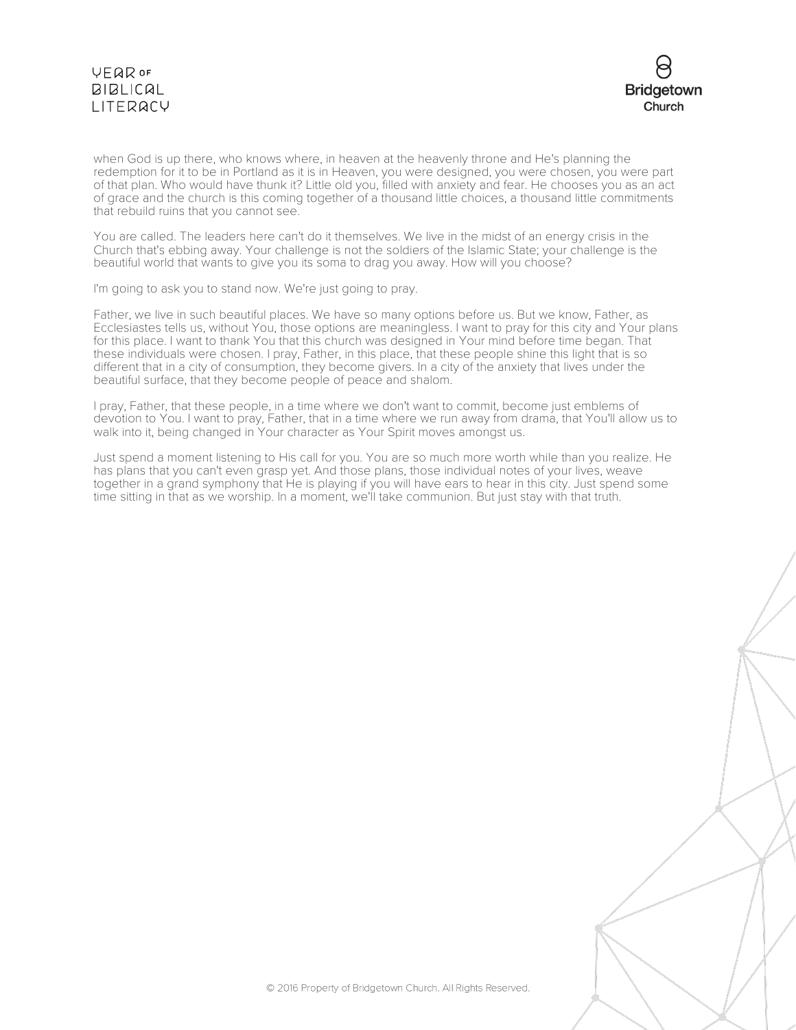when God is up there, who knows where, in heaven at the heavenly throne and He's planning the redemption for it to be in Portland as it is in Heaven, you were designed, you were chosen, you were part of that plan. Who would have thunk it? Little old you, filled with anxiety and fear. He chooses you as an act of grace and the church is this coming together of a thousand little choices, a thousand little commitments that rebuild ruins that you cannot see.

You are called. The leaders here can't do it themselves. We live in the midst of an energy crisis in the Church that's ebbing away. Your challenge is not the soldiers of the Islamic State; your challenge is the beautiful world that wants to give you its soma to drag you away. How will you choose?

I'm going to ask you to stand now. We're just going to pray.

Father, we live in such beautiful places. We have so many options before us. But we know, Father, as Ecclesiastes tells us, without You, those options are meaningless. I want to pray for this city and Your plans for this place. I want to thank You that this church was designed in Your mind before time began. That these individuals were chosen. I pray, Father, in this place, that these people shine this light that is so different that in a city of consumption, they become givers. In a city of the anxiety that lives under the beautiful surface, that they become people of peace and shalom.

I pray, Father, that these people, in a time where we don't want to commit, become just emblems of devotion to You. I want to pray, Father, that in a time where we run away from drama, that You'll allow us to walk into it, being changed in Your character as Your Spirit moves amongst us.

Just spend a moment listening to His call for you. You are so much more worth while than you realize. He has plans that you can't even grasp yet. And those plans, those individual notes of your lives, weave together in a grand symphony that He is playing if you will have ears to hear in this city. Just spend some time sitting in that as we worship. In a moment, we'll take communion. But just stay with that truth.